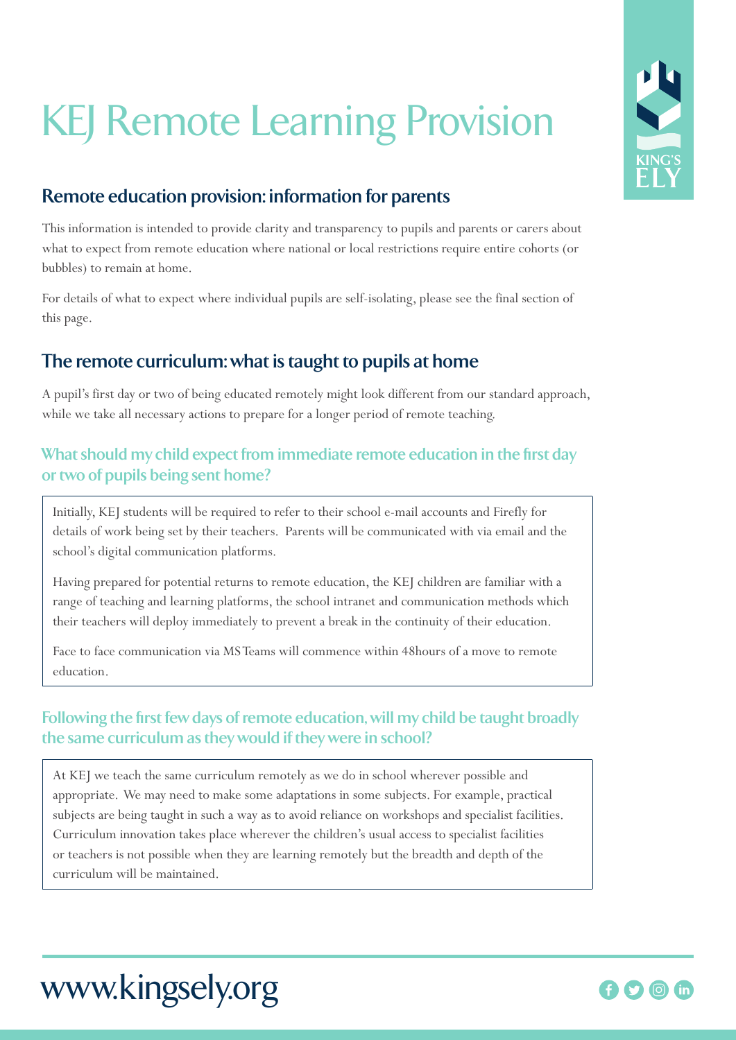# KEJ Remote Learning Provision

## Remote education provision: information for parents

This information is intended to provide clarity and transparency to pupils and parents or carers about what to expect from remote education where national or local restrictions require entire cohorts (or bubbles) to remain at home.

For details of what to expect where individual pupils are self-isolating, please see the final section of this page.

## The remote curriculum: what is taught to pupils at home

A pupil's first day or two of being educated remotely might look different from our standard approach, while we take all necessary actions to prepare for a longer period of remote teaching.

### What should my child expect from immediate remote education in the first day or two of pupils being sent home?

Initially, KEJ students will be required to refer to their school e-mail accounts and Firefly for details of work being set by their teachers. Parents will be communicated with via email and the school's digital communication platforms.

Having prepared for potential returns to remote education, the KEJ children are familiar with a range of teaching and learning platforms, the school intranet and communication methods which their teachers will deploy immediately to prevent a break in the continuity of their education.

Face to face communication via MS Teams will commence within 48hours of a move to remote education.

### Following the first few days of remote education, will my child be taught broadly the same curriculum as they would if they were in school?

At KEJ we teach the same curriculum remotely as we do in school wherever possible and appropriate. We may need to make some adaptations in some subjects. For example, practical subjects are being taught in such a way as to avoid reliance on workshops and specialist facilities. Curriculum innovation takes place wherever the children's usual access to specialist facilities or teachers is not possible when they are learning remotely but the breadth and depth of the curriculum will be maintained.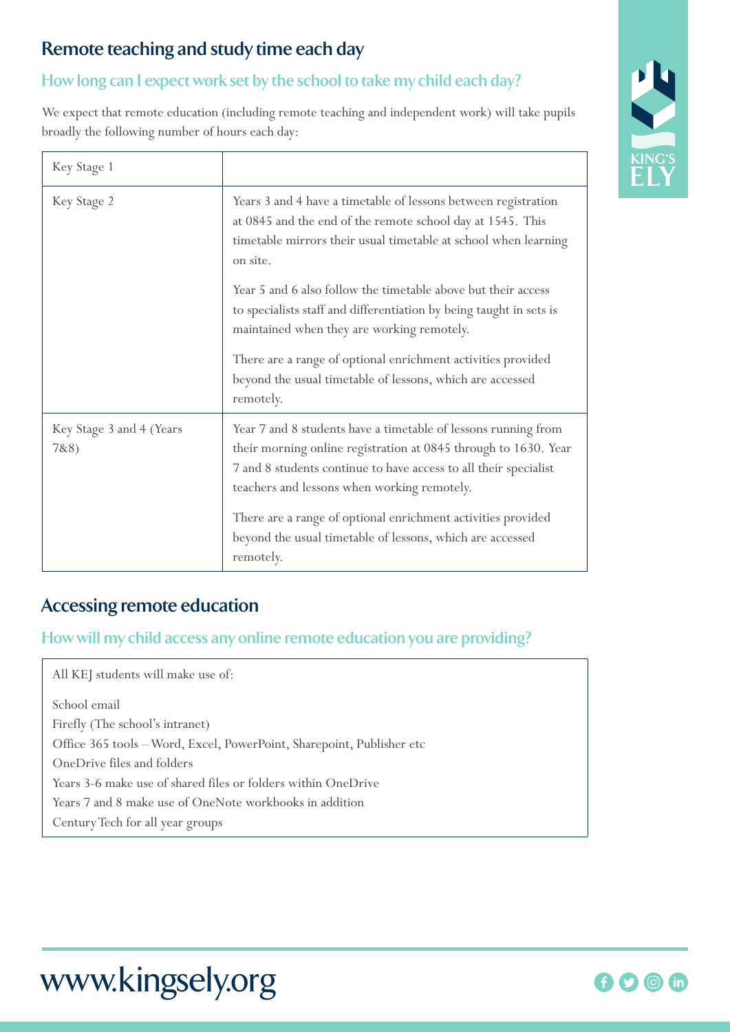## Remote teaching and study time each day

### How long can I expect work set by the school to take my child each day?

We expect that remote education (including remote teaching and independent work) will take pupils broadly the following number of hours each day:

| Key Stage 1 | |
|---|---|
| Key Stage 2 | Years 3 and 4 have a timetable of lessons between registration at 0845 and the end of the remote school day at 1545. This timetable mirrors their usual timetable at school when learning on site.<br><br>Year 5 and 6 also follow the timetable above but their access to specialists staff and differentiation by being taught in sets is maintained when they are working remotely.<br><br>There are a range of optional enrichment activities provided beyond the usual timetable of lessons, which are accessed remotely. |
| Key Stage 3 and 4 (Years 7&8) | Year 7 and 8 students have a timetable of lessons running from their morning online registration at 0845 through to 1630. Year 7 and 8 students continue to have access to all their specialist teachers and lessons when working remotely.<br><br>There are a range of optional enrichment activities provided beyond the usual timetable of lessons, which are accessed remotely. |

## Accessing remote education

### How will my child access any online remote education you are providing?

All KEJ students will make use of:

School email
Firefly (The school's intranet)
Office 365 tools – Word, Excel, PowerPoint, Sharepoint, Publisher etc
OneDrive files and folders
Years 3-6 make use of shared files or folders within OneDrive
Years 7 and 8 make use of OneNote workbooks in addition
Century Tech for all year groups

www.kingsely.org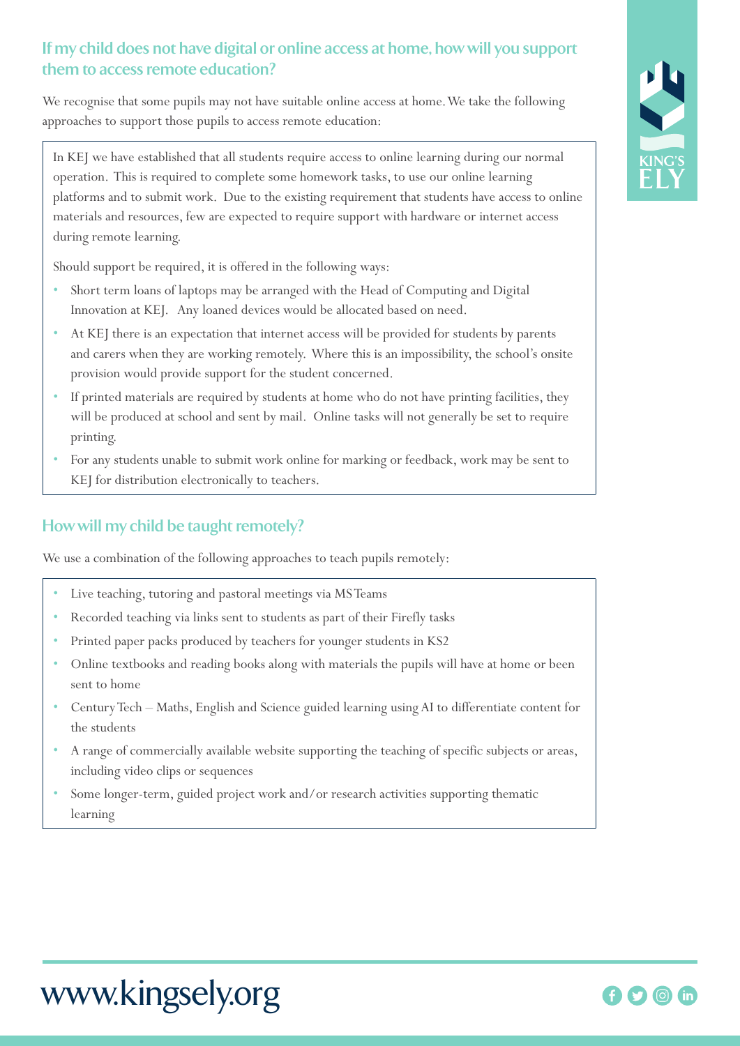## If my child does not have digital or online access at home, how will you support them to access remote education?

We recognise that some pupils may not have suitable online access at home. We take the following approaches to support those pupils to access remote education:

In KEJ we have established that all students require access to online learning during our normal operation. This is required to complete some homework tasks, to use our online learning platforms and to submit work. Due to the existing requirement that students have access to online materials and resources, few are expected to require support with hardware or internet access during remote learning.

Should support be required, it is offered in the following ways:

- Short term loans of laptops may be arranged with the Head of Computing and Digital Innovation at KEJ. Any loaned devices would be allocated based on need.
- At KEJ there is an expectation that internet access will be provided for students by parents and carers when they are working remotely. Where this is an impossibility, the school's onsite provision would provide support for the student concerned.
- If printed materials are required by students at home who do not have printing facilities, they will be produced at school and sent by mail. Online tasks will not generally be set to require printing.
- For any students unable to submit work online for marking or feedback, work may be sent to KEJ for distribution electronically to teachers.

## How will my child be taught remotely?

We use a combination of the following approaches to teach pupils remotely:

- Live teaching, tutoring and pastoral meetings via MS Teams
- Recorded teaching via links sent to students as part of their Firefly tasks
- Printed paper packs produced by teachers for younger students in KS2
- Online textbooks and reading books along with materials the pupils will have at home or been sent to home
- Century Tech – Maths, English and Science guided learning using AI to differentiate content for the students
- A range of commercially available website supporting the teaching of specific subjects or areas, including video clips or sequences
- Some longer-term, guided project work and/or research activities supporting thematic learning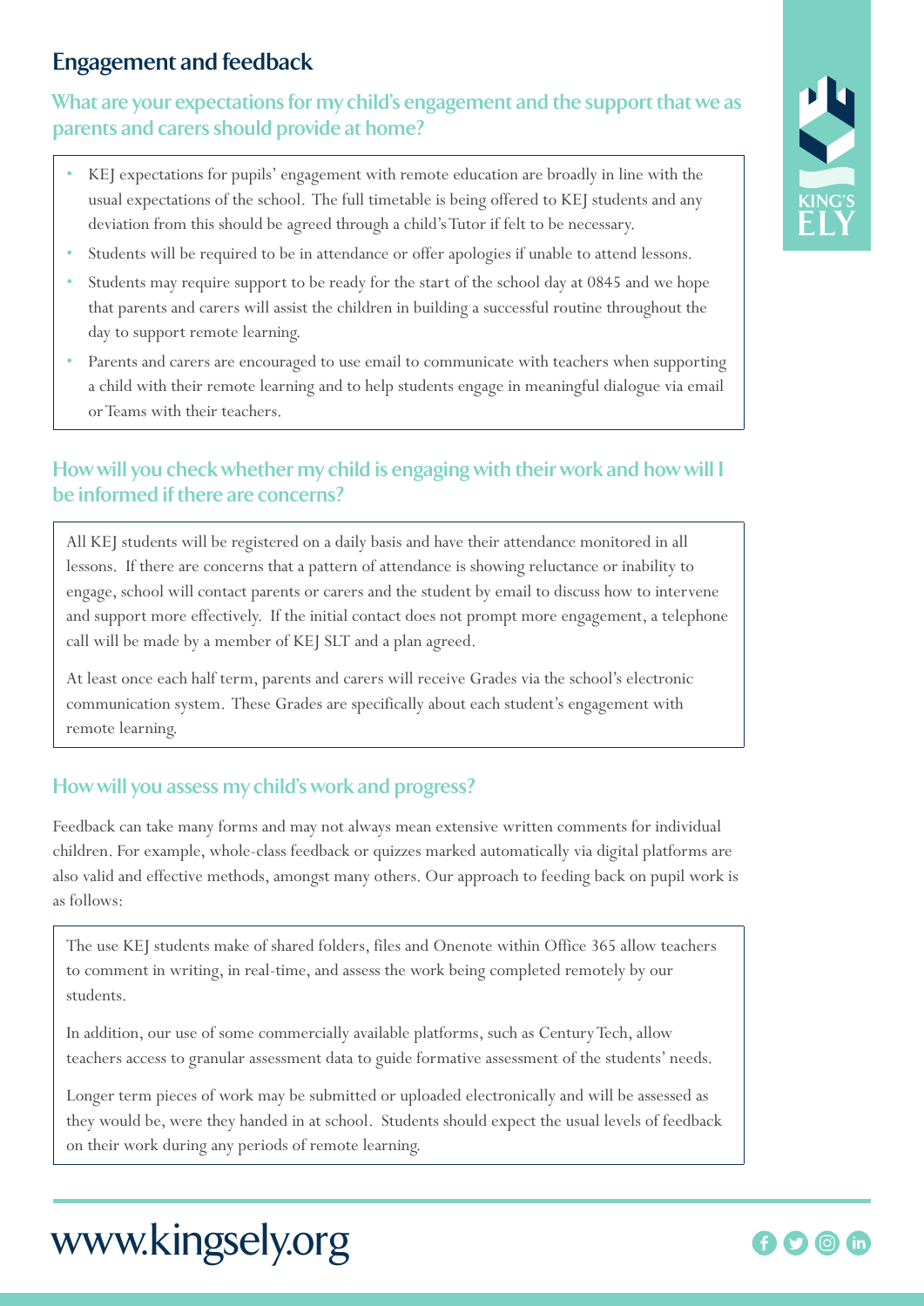## Engagement and feedback

### What are your expectations for my child's engagement and the support that we as parents and carers should provide at home?

- KEJ expectations for pupils' engagement with remote education are broadly in line with the usual expectations of the school. The full timetable is being offered to KEJ students and any deviation from this should be agreed through a child's Tutor if felt to be necessary.
- Students will be required to be in attendance or offer apologies if unable to attend lessons.
- Students may require support to be ready for the start of the school day at 0845 and we hope that parents and carers will assist the children in building a successful routine throughout the day to support remote learning.
- Parents and carers are encouraged to use email to communicate with teachers when supporting a child with their remote learning and to help students engage in meaningful dialogue via email or Teams with their teachers.

### How will you check whether my child is engaging with their work and how will I be informed if there are concerns?

All KEJ students will be registered on a daily basis and have their attendance monitored in all lessons. If there are concerns that a pattern of attendance is showing reluctance or inability to engage, school will contact parents or carers and the student by email to discuss how to intervene and support more effectively. If the initial contact does not prompt more engagement, a telephone call will be made by a member of KEJ SLT and a plan agreed.

At least once each half term, parents and carers will receive Grades via the school's electronic communication system. These Grades are specifically about each student's engagement with remote learning.

### How will you assess my child's work and progress?

Feedback can take many forms and may not always mean extensive written comments for individual children. For example, whole-class feedback or quizzes marked automatically via digital platforms are also valid and effective methods, amongst many others. Our approach to feeding back on pupil work is as follows:

The use KEJ students make of shared folders, files and Onenote within Office 365 allow teachers to comment in writing, in real-time, and assess the work being completed remotely by our students.

In addition, our use of some commercially available platforms, such as Century Tech, allow teachers access to granular assessment data to guide formative assessment of the students' needs.

Longer term pieces of work may be submitted or uploaded electronically and will be assessed as they would be, were they handed in at school. Students should expect the usual levels of feedback on their work during any periods of remote learning.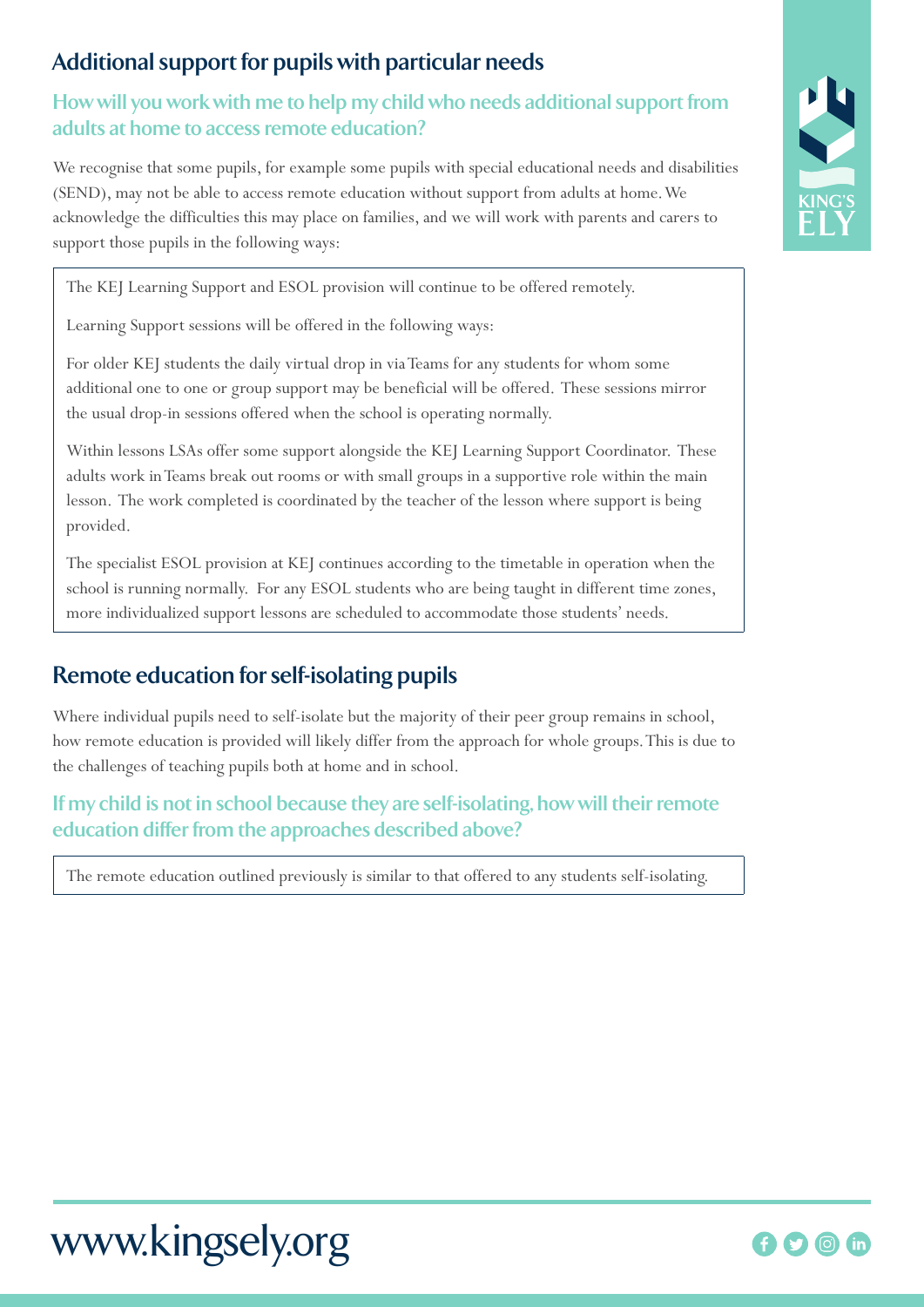## Additional support for pupils with particular needs

### How will you work with me to help my child who needs additional support from adults at home to access remote education?

We recognise that some pupils, for example some pupils with special educational needs and disabilities (SEND), may not be able to access remote education without support from adults at home. We acknowledge the difficulties this may place on families, and we will work with parents and carers to support those pupils in the following ways:

The KEJ Learning Support and ESOL provision will continue to be offered remotely.

Learning Support sessions will be offered in the following ways:

For older KEJ students the daily virtual drop in via Teams for any students for whom some additional one to one or group support may be beneficial will be offered. These sessions mirror the usual drop-in sessions offered when the school is operating normally.

Within lessons LSAs offer some support alongside the KEJ Learning Support Coordinator. These adults work in Teams break out rooms or with small groups in a supportive role within the main lesson. The work completed is coordinated by the teacher of the lesson where support is being provided.

The specialist ESOL provision at KEJ continues according to the timetable in operation when the school is running normally. For any ESOL students who are being taught in different time zones, more individualized support lessons are scheduled to accommodate those students' needs.

## Remote education for self-isolating pupils

Where individual pupils need to self-isolate but the majority of their peer group remains in school, how remote education is provided will likely differ from the approach for whole groups. This is due to the challenges of teaching pupils both at home and in school.

### If my child is not in school because they are self-isolating, how will their remote education differ from the approaches described above?

The remote education outlined previously is similar to that offered to any students self-isolating.

www.kingsely.org